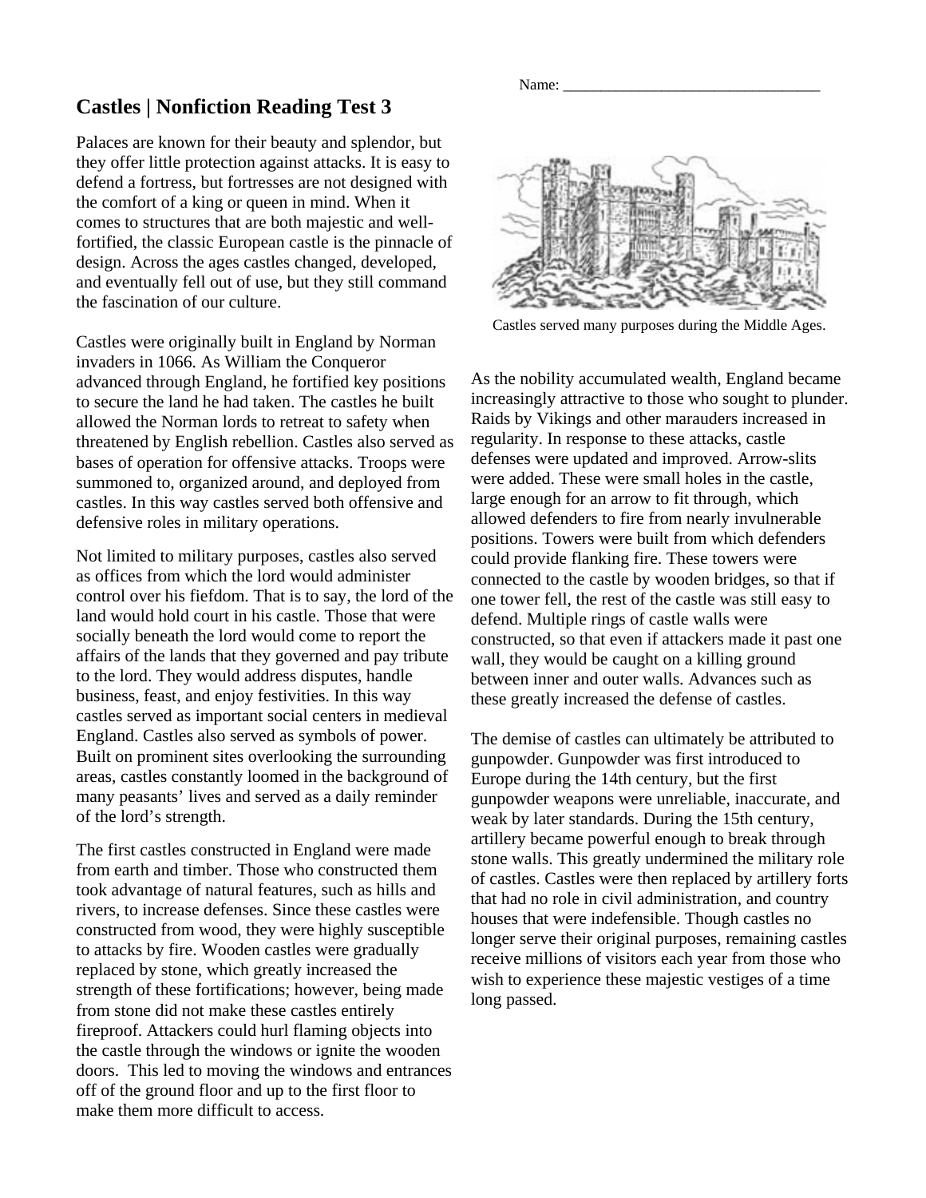Name: ___________________________________

# Castles | Nonfiction Reading Test 3

Palaces are known for their beauty and splendor, but they offer little protection against attacks. It is easy to defend a fortress, but fortresses are not designed with the comfort of a king or queen in mind. When it comes to structures that are both majestic and well-fortified, the classic European castle is the pinnacle of design. Across the ages castles changed, developed, and eventually fell out of use, but they still command the fascination of our culture.

Castles served many purposes during the Middle Ages.

Castles were originally built in England by Norman invaders in 1066. As William the Conqueror advanced through England, he fortified key positions to secure the land he had taken. The castles he built allowed the Norman lords to retreat to safety when threatened by English rebellion. Castles also served as bases of operation for offensive attacks. Troops were summoned to, organized around, and deployed from castles. In this way castles served both offensive and defensive roles in military operations.

Not limited to military purposes, castles also served as offices from which the lord would administer control over his fiefdom. That is to say, the lord of the land would hold court in his castle. Those that were socially beneath the lord would come to report the affairs of the lands that they governed and pay tribute to the lord. They would address disputes, handle business, feast, and enjoy festivities. In this way castles served as important social centers in medieval England. Castles also served as symbols of power. Built on prominent sites overlooking the surrounding areas, castles constantly loomed in the background of many peasants' lives and served as a daily reminder of the lord's strength.

The first castles constructed in England were made from earth and timber. Those who constructed them took advantage of natural features, such as hills and rivers, to increase defenses. Since these castles were constructed from wood, they were highly susceptible to attacks by fire. Wooden castles were gradually replaced by stone, which greatly increased the strength of these fortifications; however, being made from stone did not make these castles entirely fireproof. Attackers could hurl flaming objects into the castle through the windows or ignite the wooden doors. This led to moving the windows and entrances off of the ground floor and up to the first floor to make them more difficult to access.

As the nobility accumulated wealth, England became increasingly attractive to those who sought to plunder. Raids by Vikings and other marauders increased in regularity. In response to these attacks, castle defenses were updated and improved. Arrow-slits were added. These were small holes in the castle, large enough for an arrow to fit through, which allowed defenders to fire from nearly invulnerable positions. Towers were built from which defenders could provide flanking fire. These towers were connected to the castle by wooden bridges, so that if one tower fell, the rest of the castle was still easy to defend. Multiple rings of castle walls were constructed, so that even if attackers made it past one wall, they would be caught on a killing ground between inner and outer walls. Advances such as these greatly increased the defense of castles.

The demise of castles can ultimately be attributed to gunpowder. Gunpowder was first introduced to Europe during the 14th century, but the first gunpowder weapons were unreliable, inaccurate, and weak by later standards. During the 15th century, artillery became powerful enough to break through stone walls. This greatly undermined the military role of castles. Castles were then replaced by artillery forts that had no role in civil administration, and country houses that were indefensible. Though castles no longer serve their original purposes, remaining castles receive millions of visitors each year from those who wish to experience these majestic vestiges of a time long passed.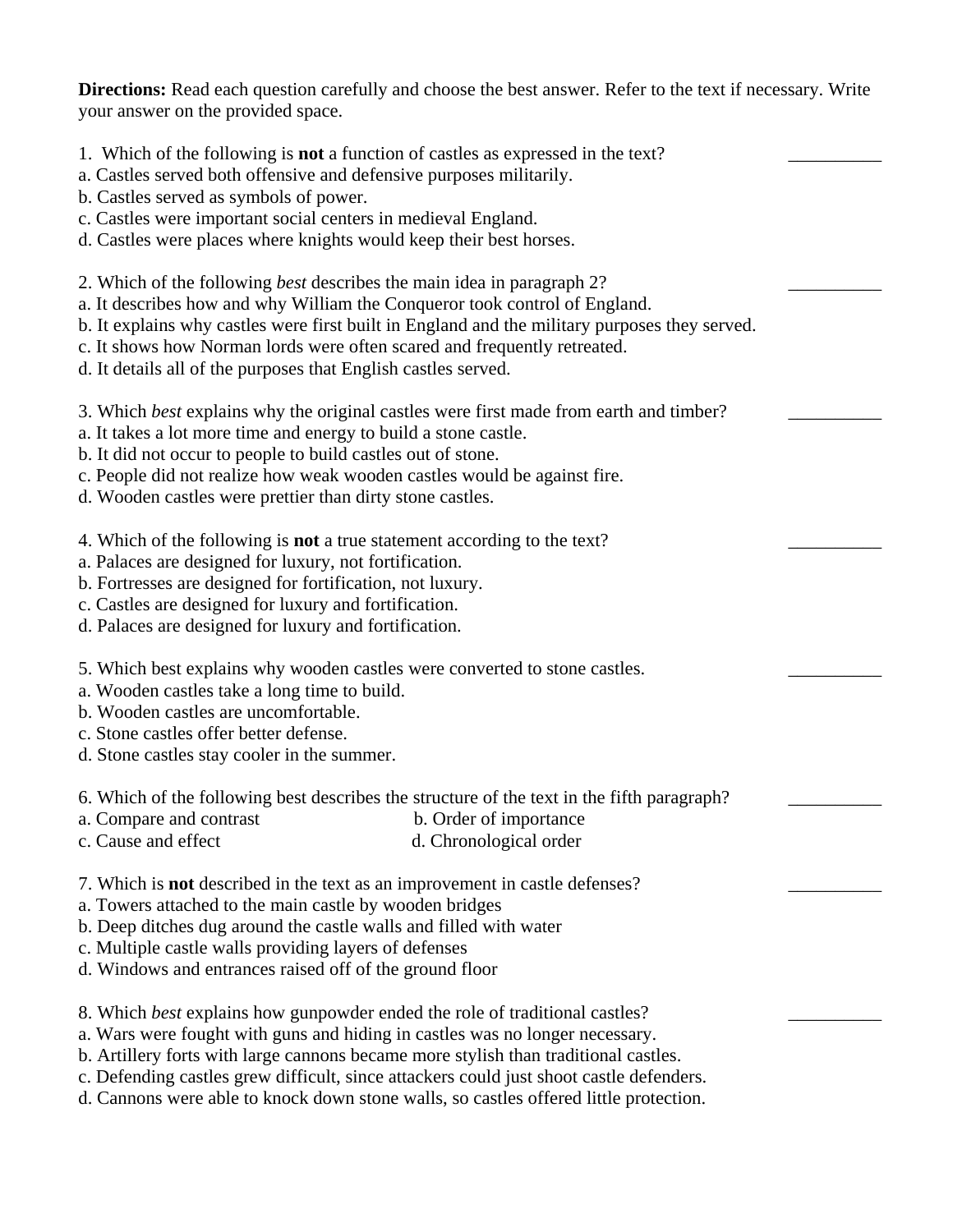**Directions:** Read each question carefully and choose the best answer. Refer to the text if necessary. Write your answer on the provided space.

1. Which of the following is **not** a function of castles as expressed in the text? __________
a. Castles served both offensive and defensive purposes militarily.
b. Castles served as symbols of power.
c. Castles were important social centers in medieval England.
d. Castles were places where knights would keep their best horses.

2. Which of the following *best* describes the main idea in paragraph 2? __________
a. It describes how and why William the Conqueror took control of England.
b. It explains why castles were first built in England and the military purposes they served.
c. It shows how Norman lords were often scared and frequently retreated.
d. It details all of the purposes that English castles served.

3. Which *best* explains why the original castles were first made from earth and timber? __________
a. It takes a lot more time and energy to build a stone castle.
b. It did not occur to people to build castles out of stone.
c. People did not realize how weak wooden castles would be against fire.
d. Wooden castles were prettier than dirty stone castles.

4. Which of the following is **not** a true statement according to the text? __________
a. Palaces are designed for luxury, not fortification.
b. Fortresses are designed for fortification, not luxury.
c. Castles are designed for luxury and fortification.
d. Palaces are designed for luxury and fortification.

5. Which best explains why wooden castles were converted to stone castles. __________
a. Wooden castles take a long time to build.
b. Wooden castles are uncomfortable.
c. Stone castles offer better defense.
d. Stone castles stay cooler in the summer.

6. Which of the following best describes the structure of the text in the fifth paragraph? __________
a. Compare and contrast
b. Order of importance
c. Cause and effect
d. Chronological order

7. Which is **not** described in the text as an improvement in castle defenses? __________
a. Towers attached to the main castle by wooden bridges
b. Deep ditches dug around the castle walls and filled with water
c. Multiple castle walls providing layers of defenses
d. Windows and entrances raised off of the ground floor

8. Which *best* explains how gunpowder ended the role of traditional castles? __________
a. Wars were fought with guns and hiding in castles was no longer necessary.
b. Artillery forts with large cannons became more stylish than traditional castles.
c. Defending castles grew difficult, since attackers could just shoot castle defenders.
d. Cannons were able to knock down stone walls, so castles offered little protection.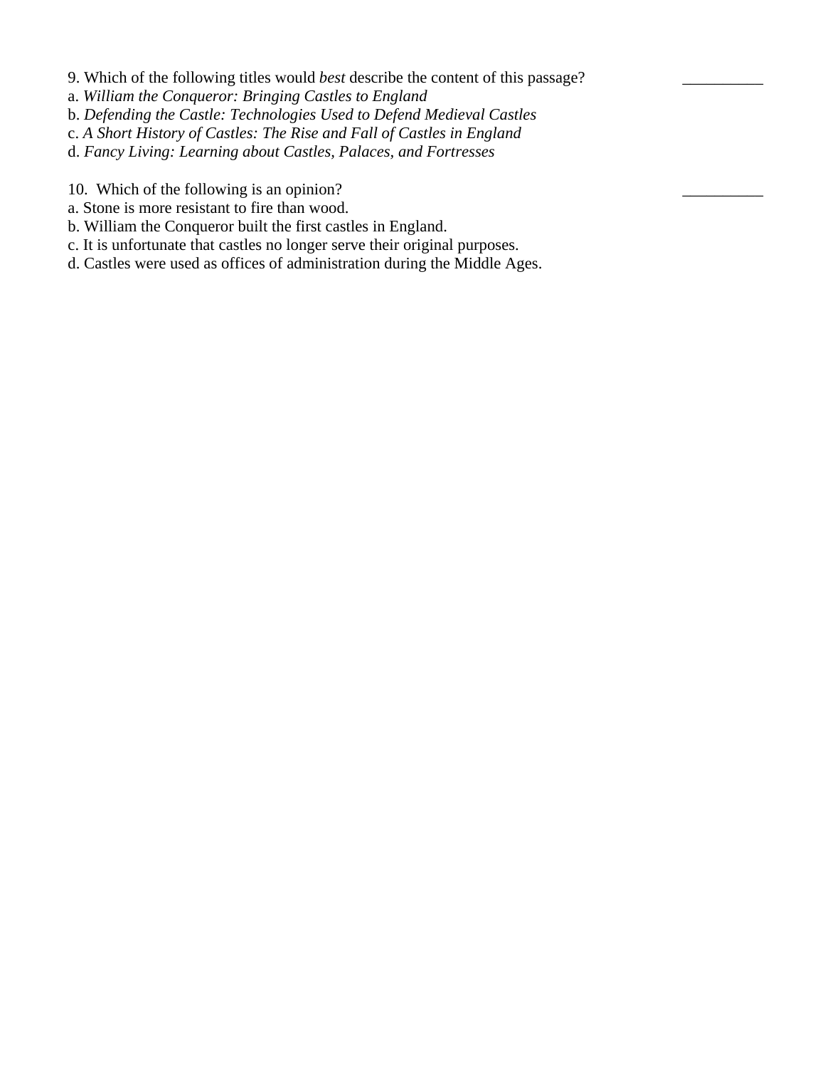9. Which of the following titles would *best* describe the content of this passage? __________

a. *William the Conqueror: Bringing Castles to England*
b. *Defending the Castle: Technologies Used to Defend Medieval Castles*
c. *A Short History of Castles: The Rise and Fall of Castles in England*
d. *Fancy Living: Learning about Castles, Palaces, and Fortresses*

10. Which of the following is an opinion? __________

a. Stone is more resistant to fire than wood.
b. William the Conqueror built the first castles in England.
c. It is unfortunate that castles no longer serve their original purposes.
d. Castles were used as offices of administration during the Middle Ages.